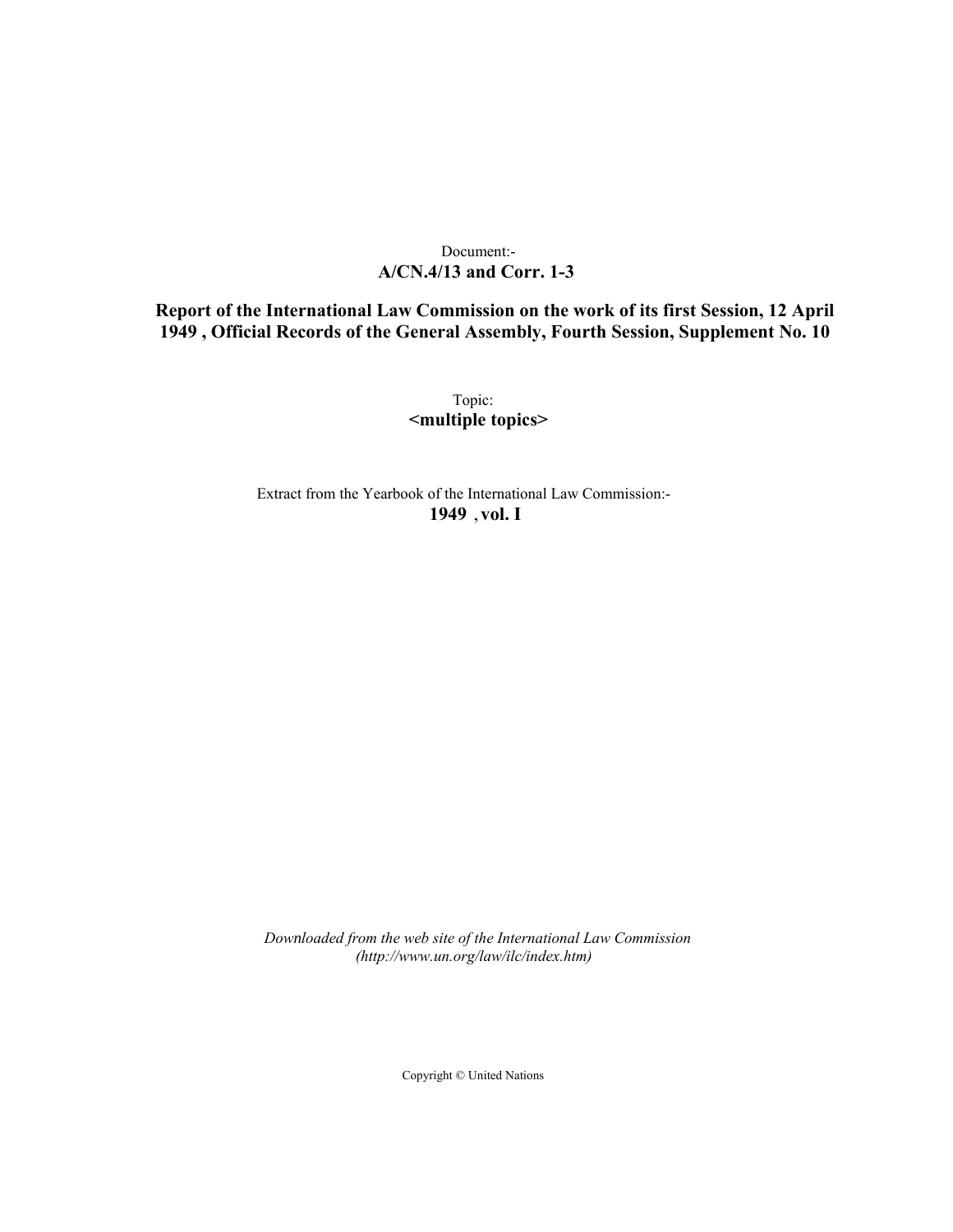Document:-
**A/CN.4/13 and Corr. 1-3**

**Report of the International Law Commission on the work of its first Session, 12 April 1949 , Official Records of the General Assembly, Fourth Session, Supplement No. 10**

Topic:
**<multiple topics>**

Extract from the Yearbook of the International Law Commission:-
**1949 , vol. I**

*Downloaded from the web site of the International Law Commission (http://www.un.org/law/ilc/index.htm)*

Copyright © United Nations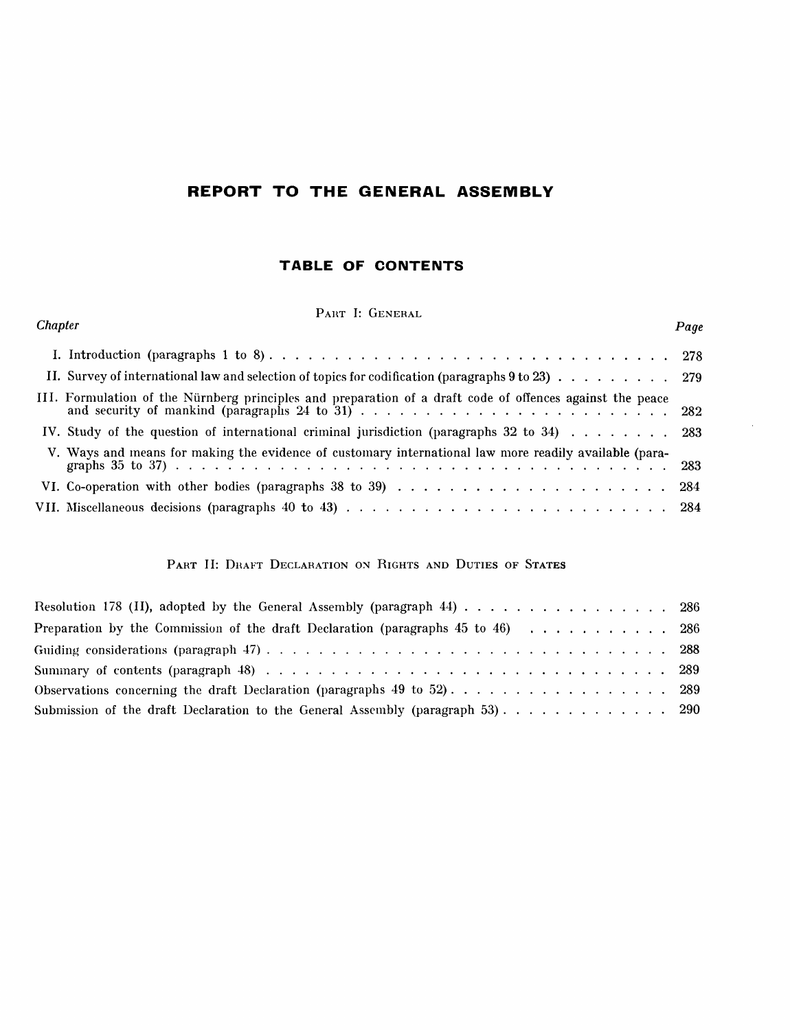# REPORT TO THE GENERAL ASSEMBLY

## TABLE OF CONTENTS

### PART I: GENERAL

| *Chapter* | *Page* |
|---|---|
| I. Introduction (paragraphs 1 to 8) | 278 |
| II. Survey of international law and selection of topics for codification (paragraphs 9 to 23) | 279 |
| III. Formulation of the Nürnberg principles and preparation of a draft code of offences against the peace and security of mankind (paragraphs 24 to 31) | 282 |
| IV. Study of the question of international criminal jurisdiction (paragraphs 32 to 34) | 283 |
| V. Ways and means for making the evidence of customary international law more readily available (paragraphs 35 to 37) | 283 |
| VI. Co-operation with other bodies (paragraphs 38 to 39) | 284 |
| VII. Miscellaneous decisions (paragraphs 40 to 43) | 284 |

### PART II: DRAFT DECLARATION ON RIGHTS AND DUTIES OF STATES

| | |
|---|---|
| Resolution 178 (II), adopted by the General Assembly (paragraph 44) | 286 |
| Preparation by the Commission of the draft Declaration (paragraphs 45 to 46) | 286 |
| Guiding considerations (paragraph 47) | 288 |
| Summary of contents (paragraph 48) | 289 |
| Observations concerning the draft Declaration (paragraphs 49 to 52) | 289 |
| Submission of the draft Declaration to the General Assembly (paragraph 53) | 290 |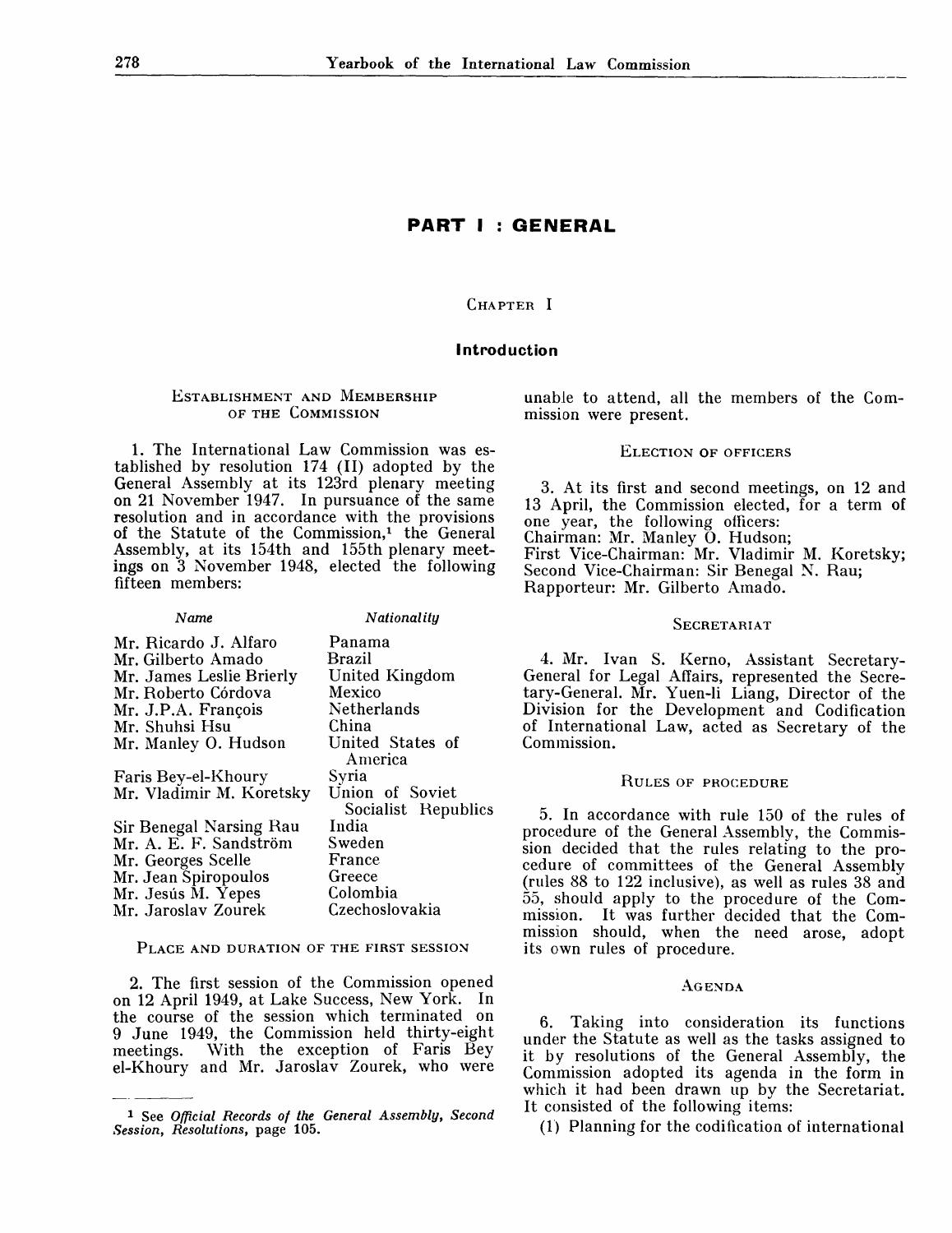# PART I : GENERAL

## CHAPTER I

### Introduction

#### ESTABLISHMENT AND MEMBERSHIP OF THE COMMISSION

1. The International Law Commission was established by resolution 174 (II) adopted by the General Assembly at its 123rd plenary meeting on 21 November 1947. In pursuance of the same resolution and in accordance with the provisions of the Statute of the Commission,[1] the General Assembly, at its 154th and 155th plenary meetings on 3 November 1948, elected the following fifteen members:

| *Name* | *Nationality* |
|---|---|
| Mr. Ricardo J. Alfaro | Panama |
| Mr. Gilberto Amado | Brazil |
| Mr. James Leslie Brierly | United Kingdom |
| Mr. Roberto Córdova | Mexico |
| Mr. J.P.A. François | Netherlands |
| Mr. Shuhsi Hsu | China |
| Mr. Manley O. Hudson | United States of America |
| Faris Bey-el-Khoury | Syria |
| Mr. Vladimir M. Koretsky | Union of Soviet Socialist Republics |
| Sir Benegal Narsing Rau | India |
| Mr. A. E. F. Sandström | Sweden |
| Mr. Georges Scelle | France |
| Mr. Jean Spiropoulos | Greece |
| Mr. Jesús M. Yepes | Colombia |
| Mr. Jaroslav Zourek | Czechoslovakia |

#### PLACE AND DURATION OF THE FIRST SESSION

2. The first session of the Commission opened on 12 April 1949, at Lake Success, New York. In the course of the session which terminated on 9 June 1949, the Commission held thirty-eight meetings. With the exception of Faris Bey el-Khoury and Mr. Jaroslav Zourek, who were unable to attend, all the members of the Commission were present.

#### ELECTION OF OFFICERS

3. At its first and second meetings, on 12 and 13 April, the Commission elected, for a term of one year, the following officers:
Chairman: Mr. Manley O. Hudson;
First Vice-Chairman: Mr. Vladimir M. Koretsky;
Second Vice-Chairman: Sir Benegal N. Rau;
Rapporteur: Mr. Gilberto Amado.

#### SECRETARIAT

4. Mr. Ivan S. Kerno, Assistant Secretary-General for Legal Affairs, represented the Secretary-General. Mr. Yuen-li Liang, Director of the Division for the Development and Codification of International Law, acted as Secretary of the Commission.

#### RULES OF PROCEDURE

5. In accordance with rule 150 of the rules of procedure of the General Assembly, the Commission decided that the rules relating to the procedure of committees of the General Assembly (rules 88 to 122 inclusive), as well as rules 38 and 55, should apply to the procedure of the Commission. It was further decided that the Commission should, when the need arose, adopt its own rules of procedure.

#### AGENDA

6. Taking into consideration its functions under the Statute as well as the tasks assigned to it by resolutions of the General Assembly, the Commission adopted its agenda in the form in which it had been drawn up by the Secretariat. It consisted of the following items:

(1) Planning for the codification of international

---

[1] See *Official Records of the General Assembly, Second Session, Resolutions*, page 105.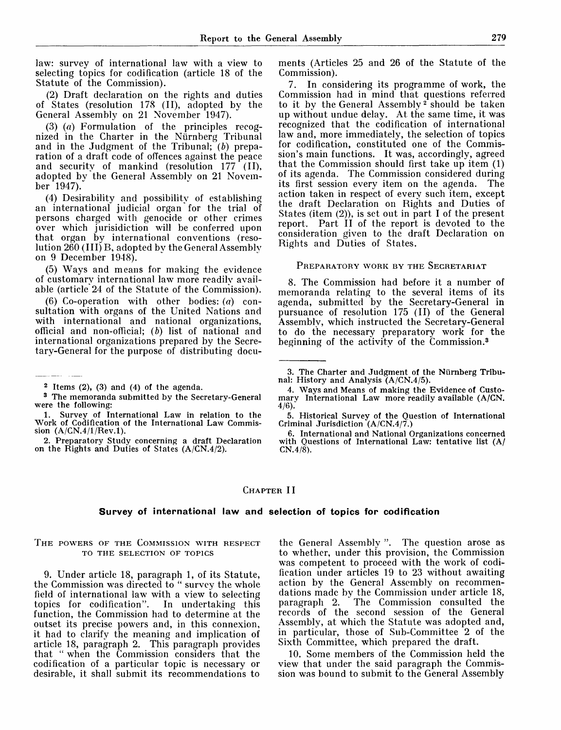law: survey of international law with a view to selecting topics for codification (article 18 of the Statute of the Commission).

(2) Draft declaration on the rights and duties of States (resolution 178 (II), adopted by the General Assembly on 21 November 1947).

(3) (*a*) Formulation of the principles recognized in the Charter in the Nürnberg Tribunal and in the Judgment of the Tribunal; (*b*) preparation of a draft code of offences against the peace and security of mankind (resolution 177 (II), adopted by the General Assembly on 21 November 1947).

(4) Desirability and possibility of establishing an international judicial organ for the trial of persons charged with genocide or other crimes over which jurisdiction will be conferred upon that organ by international conventions (resolution 260 (III) B, adopted by the General Assembly on 9 December 1948).

(5) Ways and means for making the evidence of customary international law more readily available (article 24 of the Statute of the Commission).

(6) Co-operation with other bodies: (*a*) consultation with organs of the United Nations and with international and national organizations, official and non-official; (*b*) list of national and international organizations prepared by the Secretary-General for the purpose of distributing documents (Articles 25 and 26 of the Statute of the Commission).

7. In considering its programme of work, the Commission had in mind that questions referred to it by the General Assembly[2] should be taken up without undue delay. At the same time, it was recognized that the codification of international law and, more immediately, the selection of topics for codification, constituted one of the Commission's main functions. It was, accordingly, agreed that the Commission should first take up item (1) of its agenda. The Commission considered during its first session every item on the agenda. The action taken in respect of every such item, except the draft Declaration on Rights and Duties of States (item (2)), is set out in part I of the present report. Part II of the report is devoted to the consideration given to the draft Declaration on Rights and Duties of States.

### Preparatory work by the Secretariat

8. The Commission had before it a number of memoranda relating to the several items of its agenda, submitted by the Secretary-General in pursuance of resolution 175 (II) of the General Assembly, which instructed the Secretary-General to do the necessary preparatory work for the beginning of the activity of the Commission.[3]

---

[2] Items (2), (3) and (4) of the agenda.

[3] The memoranda submitted by the Secretary-General were the following:

1. Survey of International Law in relation to the Work of Codification of the International Law Commission (A/CN.4/1/Rev.1).
2. Preparatory Study concerning a draft Declaration on the Rights and Duties of States (A/CN.4/2).
3. The Charter and Judgment of the Nürnberg Tribunal: History and Analysis (A/CN.4/5).
4. Ways and Means of making the Evidence of Customary International Law more readily available (A/CN.4/6).
5. Historical Survey of the Question of International Criminal Jurisdiction (A/CN.4/7.)
6. International and National Organizations concerned with Questions of International Law: tentative list (A/CN.4/8).

## Chapter II

## Survey of international law and selection of topics for codification

### The powers of the Commission with respect to the selection of topics

9. Under article 18, paragraph 1, of its Statute, the Commission was directed to "survey the whole field of international law with a view to selecting topics for codification". In undertaking this function, the Commission had to determine at the outset its precise powers and, in this connexion, it had to clarify the meaning and implication of article 18, paragraph 2. This paragraph provides that "when the Commission considers that the codification of a particular topic is necessary or desirable, it shall submit its recommendations to the General Assembly". The question arose as to whether, under this provision, the Commission was competent to proceed with the work of codification under articles 19 to 23 without awaiting action by the General Assembly on recommendations made by the Commission under article 18, paragraph 2. The Commission consulted the records of the second session of the General Assembly, at which the Statute was adopted and, in particular, those of Sub-Committee 2 of the Sixth Committee, which prepared the draft.

10. Some members of the Commission held the view that under the said paragraph the Commission was bound to submit to the General Assembly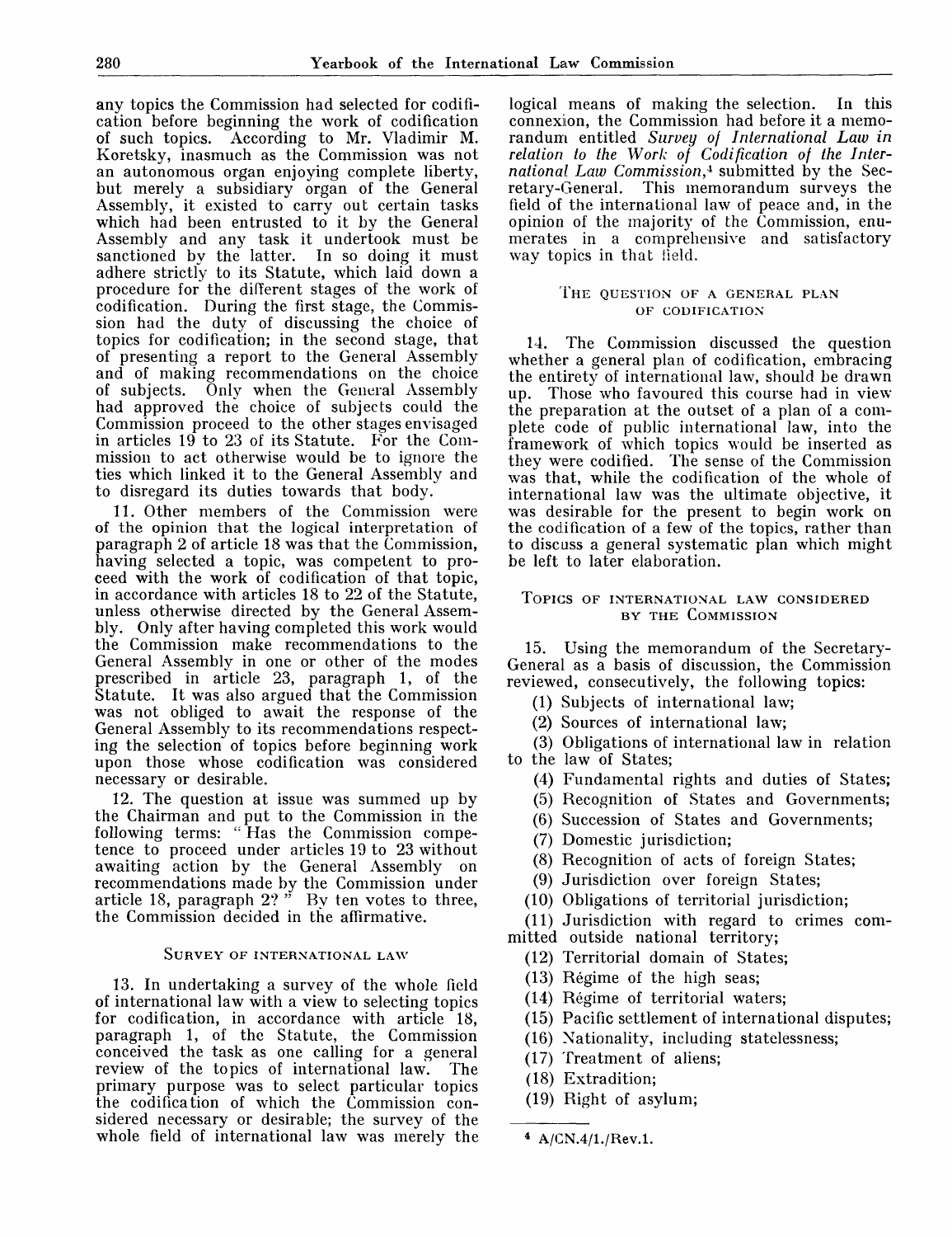any topics the Commission had selected for codification before beginning the work of codification of such topics. According to Mr. Vladimir M. Koretsky, inasmuch as the Commission was not an autonomous organ enjoying complete liberty, but merely a subsidiary organ of the General Assembly, it existed to carry out certain tasks which had been entrusted to it by the General Assembly and any task it undertook must be sanctioned by the latter. In so doing it must adhere strictly to its Statute, which laid down a procedure for the different stages of the work of codification. During the first stage, the Commission had the duty of discussing the choice of topics for codification; in the second stage, that of presenting a report to the General Assembly and of making recommendations on the choice of subjects. Only when the General Assembly had approved the choice of subjects could the Commission proceed to the other stages envisaged in articles 19 to 23 of its Statute. For the Commission to act otherwise would be to ignore the ties which linked it to the General Assembly and to disregard its duties towards that body.

11. Other members of the Commission were of the opinion that the logical interpretation of paragraph 2 of article 18 was that the Commission, having selected a topic, was competent to proceed with the work of codification of that topic, in accordance with articles 18 to 22 of the Statute, unless otherwise directed by the General Assembly. Only after having completed this work would the Commission make recommendations to the General Assembly in one or other of the modes prescribed in article 23, paragraph 1, of the Statute. It was also argued that the Commission was not obliged to await the response of the General Assembly to its recommendations respecting the selection of topics before beginning work upon those whose codification was considered necessary or desirable.

12. The question at issue was summed up by the Chairman and put to the Commission in the following terms: "Has the Commission competence to proceed under articles 19 to 23 without awaiting action by the General Assembly on recommendations made by the Commission under article 18, paragraph 2?" By ten votes to three, the Commission decided in the affirmative.

### SURVEY OF INTERNATIONAL LAW

13. In undertaking a survey of the whole field of international law with a view to selecting topics for codification, in accordance with article 18, paragraph 1, of the Statute, the Commission conceived the task as one calling for a general review of the topics of international law. The primary purpose was to select particular topics the codification of which the Commission considered necessary or desirable; the survey of the whole field of international law was merely the logical means of making the selection. In this connexion, the Commission had before it a memorandum entitled *Survey of International Law in relation to the Work of Codification of the International Law Commission*,[4] submitted by the Secretary-General. This memorandum surveys the field of the international law of peace and, in the opinion of the majority of the Commission, enumerates in a comprehensive and satisfactory way topics in that field.

### THE QUESTION OF A GENERAL PLAN OF CODIFICATION

14. The Commission discussed the question whether a general plan of codification, embracing the entirety of international law, should be drawn up. Those who favoured this course had in view the preparation at the outset of a plan of a complete code of public international law, into the framework of which topics would be inserted as they were codified. The sense of the Commission was that, while the codification of the whole of international law was the ultimate objective, it was desirable for the present to begin work on the codification of a few of the topics, rather than to discuss a general systematic plan which might be left to later elaboration.

### TOPICS OF INTERNATIONAL LAW CONSIDERED BY THE COMMISSION

15. Using the memorandum of the Secretary-General as a basis of discussion, the Commission reviewed, consecutively, the following topics:

(1) Subjects of international law;
(2) Sources of international law;
(3) Obligations of international law in relation to the law of States;
(4) Fundamental rights and duties of States;
(5) Recognition of States and Governments;
(6) Succession of States and Governments;
(7) Domestic jurisdiction;
(8) Recognition of acts of foreign States;
(9) Jurisdiction over foreign States;
(10) Obligations of territorial jurisdiction;
(11) Jurisdiction with regard to crimes committed outside national territory;
(12) Territorial domain of States;
(13) Régime of the high seas;
(14) Régime of territorial waters;
(15) Pacific settlement of international disputes;
(16) Nationality, including statelessness;
(17) Treatment of aliens;
(18) Extradition;
(19) Right of asylum;

---

[4] A/CN.4/1./Rev.1.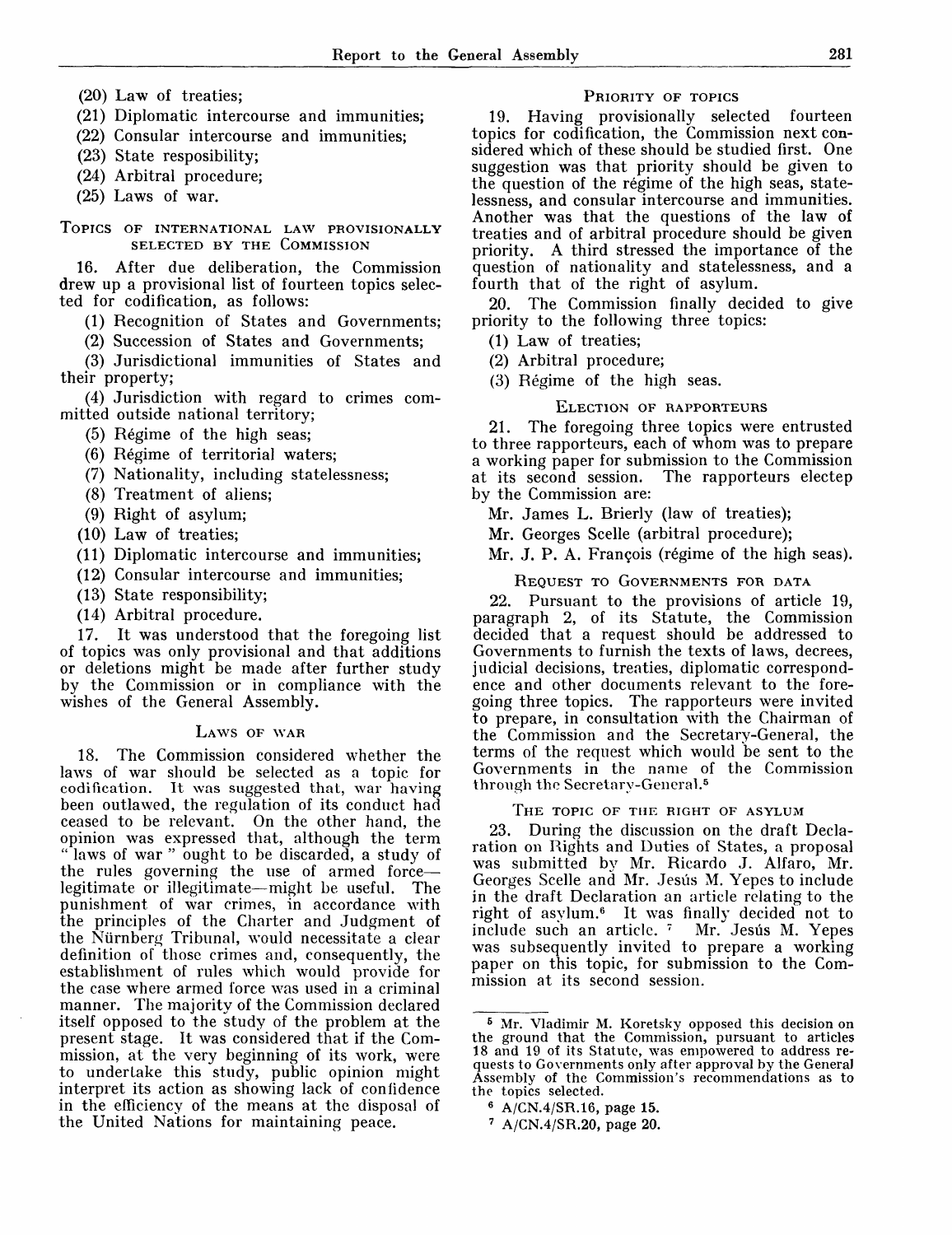(20) Law of treaties;

(21) Diplomatic intercourse and immunities;

(22) Consular intercourse and immunities;

(23) State resposibility;

(24) Arbitral procedure;

(25) Laws of war.

### Topics of international law provisionally selected by the Commission

16. After due deliberation, the Commission drew up a provisional list of fourteen topics selected for codification, as follows:

(1) Recognition of States and Governments;

(2) Succession of States and Governments;

(3) Jurisdictional immunities of States and their property;

(4) Jurisdiction with regard to crimes committed outside national territory;

(5) Régime of the high seas;

(6) Régime of territorial waters;

(7) Nationality, including statelessness;

(8) Treatment of aliens;

(9) Right of asylum;

(10) Law of treaties;

(11) Diplomatic intercourse and immunities;

(12) Consular intercourse and immunities;

(13) State responsibility;

(14) Arbitral procedure.

17. It was understood that the foregoing list of topics was only provisional and that additions or deletions might be made after further study by the Commission or in compliance with the wishes of the General Assembly.

### Laws of war

18. The Commission considered whether the laws of war should be selected as a topic for codification. It was suggested that, war having been outlawed, the regulation of its conduct had ceased to be relevant. On the other hand, the opinion was expressed that, although the term "laws of war" ought to be discarded, a study of the rules governing the use of armed force—legitimate or illegitimate—might be useful. The punishment of war crimes, in accordance with the principles of the Charter and Judgment of the Nürnberg Tribunal, would necessitate a clear definition of those crimes and, consequently, the establishment of rules which would provide for the case where armed force was used in a criminal manner. The majority of the Commission declared itself opposed to the study of the problem at the present stage. It was considered that if the Commission, at the very beginning of its work, were to undertake this study, public opinion might interpret its action as showing lack of confidence in the efficiency of the means at the disposal of the United Nations for maintaining peace.

### Priority of topics

19. Having provisionally selected fourteen topics for codification, the Commission next considered which of these should be studied first. One suggestion was that priority should be given to the question of the régime of the high seas, statelessness, and consular intercourse and immunities. Another was that the questions of the law of treaties and of arbitral procedure should be given priority. A third stressed the importance of the question of nationality and statelessness, and a fourth that of the right of asylum.

20. The Commission finally decided to give priority to the following three topics:

(1) Law of treaties;

(2) Arbitral procedure;

(3) Régime of the high seas.

### Election of rapporteurs

21. The foregoing three topics were entrusted to three rapporteurs, each of whom was to prepare a working paper for submission to the Commission at its second session. The rapporteurs electep by the Commission are:

Mr. James L. Brierly (law of treaties);

Mr. Georges Scelle (arbitral procedure);

Mr. J. P. A. François (régime of the high seas).

### Request to Governments for data

22. Pursuant to the provisions of article 19, paragraph 2, of its Statute, the Commission decided that a request should be addressed to Governments to furnish the texts of laws, decrees, judicial decisions, treaties, diplomatic correspondence and other documents relevant to the foregoing three topics. The rapporteurs were invited to prepare, in consultation with the Chairman of the Commission and the Secretary-General, the terms of the request which would be sent to the Governments in the name of the Commission through the Secretary-General.[5]

### The topic of the right of asylum

23. During the discussion on the draft Declaration on Rights and Duties of States, a proposal was submitted by Mr. Ricardo J. Alfaro, Mr. Georges Scelle and Mr. Jesús M. Yepes to include in the draft Declaration an article relating to the right of asylum.[6] It was finally decided not to include such an article. [7] Mr. Jesús M. Yepes was subsequently invited to prepare a working paper on this topic, for submission to the Commission at its second session.

---

[5] Mr. Vladimir M. Koretsky opposed this decision on the ground that the Commission, pursuant to articles 18 and 19 of its Statute, was empowered to address requests to Governments only after approval by the General Assembly of the Commission's recommendations as to the topics selected.

[6] A/CN.4/SR.16, page 15.

[7] A/CN.4/SR.20, page 20.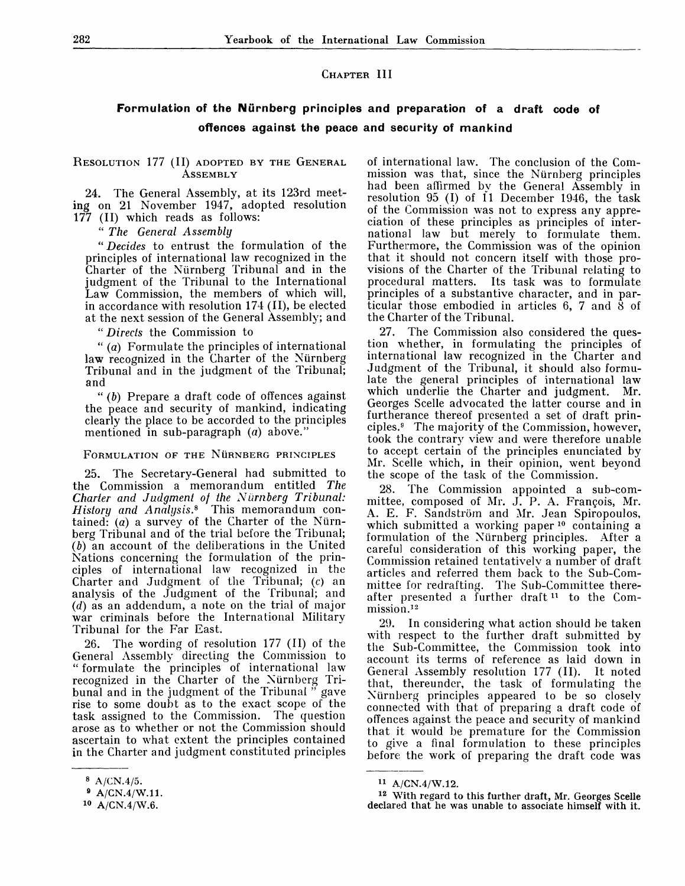## Chapter III

## Formulation of the Nürnberg principles and preparation of a draft code of offences against the peace and security of mankind

### Resolution 177 (II) adopted by the General Assembly

24. The General Assembly, at its 123rd meeting on 21 November 1947, adopted resolution 177 (II) which reads as follows:

" *The General Assembly*

" *Decides* to entrust the formulation of the principles of international law recognized in the Charter of the Nürnberg Tribunal and in the judgment of the Tribunal to the International Law Commission, the members of which will, in accordance with resolution 174 (II), be elected at the next session of the General Assembly; and

" *Directs* the Commission to

" (*a*) Formulate the principles of international law recognized in the Charter of the Nürnberg Tribunal and in the judgment of the Tribunal; and

" (*b*) Prepare a draft code of offences against the peace and security of mankind, indicating clearly the place to be accorded to the principles mentioned in sub-paragraph (*a*) above."

### Formulation of the Nürnberg principles

25. The Secretary-General had submitted to the Commission a memorandum entitled *The Charter and Judgment of the Nürnberg Tribunal: History and Analysis*.[8] This memorandum contained: (*a*) a survey of the Charter of the Nürnberg Tribunal and of the trial before the Tribunal; (*b*) an account of the deliberations in the United Nations concerning the formulation of the principles of international law recognized in the Charter and Judgment of the Tribunal; (*c*) an analysis of the Judgment of the Tribunal; and (*d*) as an addendum, a note on the trial of major war criminals before the International Military Tribunal for the Far East.

26. The wording of resolution 177 (II) of the General Assembly directing the Commission to " formulate the principles of international law recognized in the Charter of the Nürnberg Tribunal and in the judgment of the Tribunal " gave rise to some doubt as to the exact scope of the task assigned to the Commission. The question arose as to whether or not the Commission should ascertain to what extent the principles contained in the Charter and judgment constituted principles of international law. The conclusion of the Commission was that, since the Nürnberg principles had been affirmed by the General Assembly in resolution 95 (I) of 11 December 1946, the task of the Commission was not to express any appreciation of these principles as principles of international law but merely to formulate them. Furthermore, the Commission was of the opinion that it should not concern itself with those provisions of the Charter of the Tribunal relating to procedural matters. Its task was to formulate principles of a substantive character, and in particular those embodied in articles 6, 7 and 8 of the Charter of the Tribunal.

27. The Commission also considered the question whether, in formulating the principles of international law recognized in the Charter and Judgment of the Tribunal, it should also formulate the general principles of international law which underlie the Charter and judgment. Mr. Georges Scelle advocated the latter course and in furtherance thereof presented a set of draft principles.[9] The majority of the Commission, however, took the contrary view and were therefore unable to accept certain of the principles enunciated by Mr. Scelle which, in their opinion, went beyond the scope of the task of the Commission.

28. The Commission appointed a sub-committee, composed of Mr. J. P. A. François, Mr. A. E. F. Sandström and Mr. Jean Spiropoulos, which submitted a working paper [10] containing a formulation of the Nürnberg principles. After a careful consideration of this working paper, the Commission retained tentatively a number of draft articles and referred them back to the Sub-Committee for redrafting. The Sub-Committee thereafter presented a further draft [11] to the Commission.[12]

29. In considering what action should be taken with respect to the further draft submitted by the Sub-Committee, the Commission took into account its terms of reference as laid down in General Assembly resolution 177 (II). It noted that, thereunder, the task of formulating the Nürnberg principles appeared to be so closely connected with that of preparing a draft code of offences against the peace and security of mankind that it would be premature for the Commission to give a final formulation to these principles before the work of preparing the draft code was

---

[8] A/CN.4/5.

[9] A/CN.4/W.11.

[10] A/CN.4/W.6.

[11] A/CN.4/W.12.

[12] **With regard to this further draft, Mr. Georges Scelle declared that he was unable to associate himself with it.**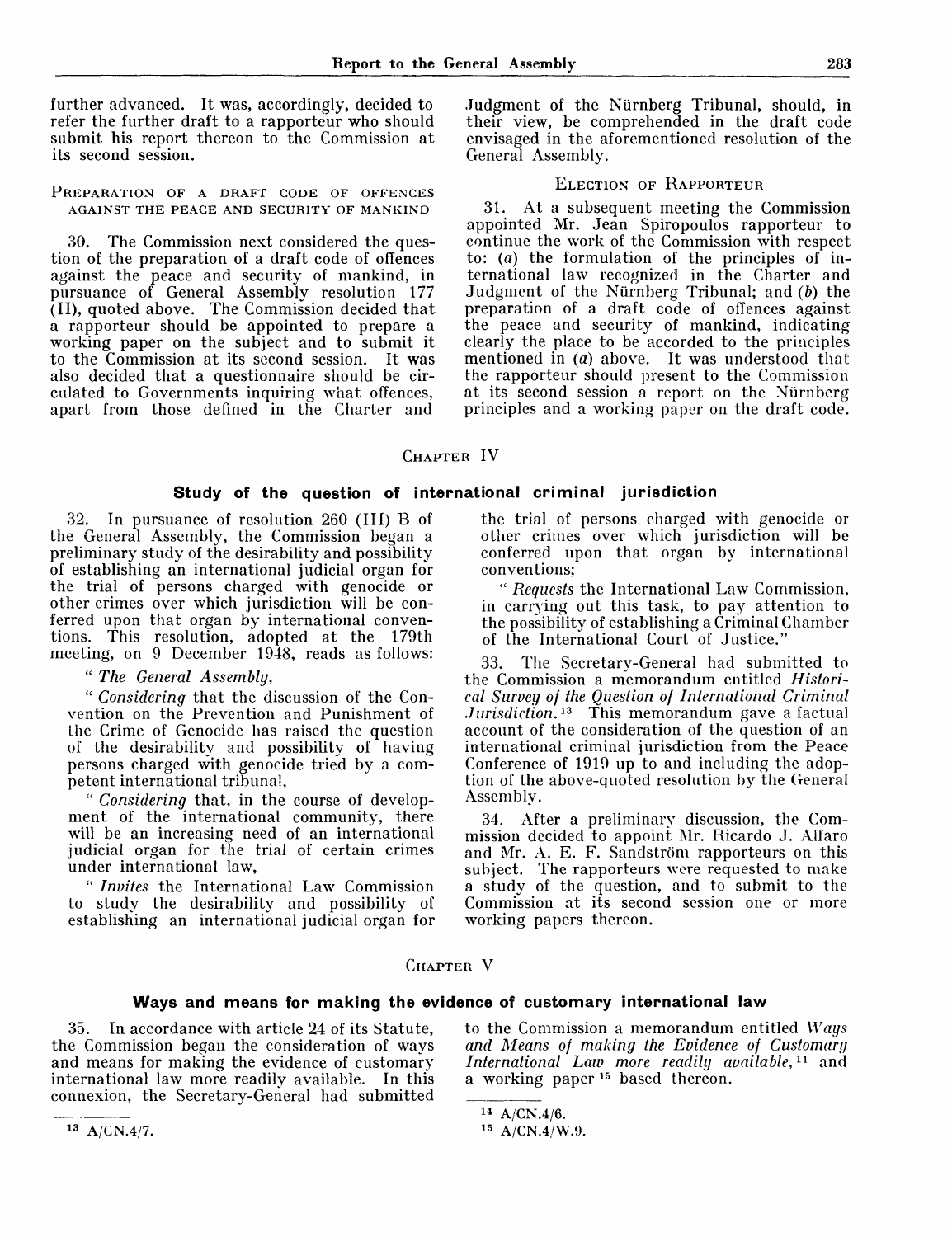further advanced. It was, accordingly, decided to refer the further draft to a rapporteur who should submit his report thereon to the Commission at its second session.

### Preparation of a draft code of offences against the peace and security of mankind

30. The Commission next considered the question of the preparation of a draft code of offences against the peace and security of mankind, in pursuance of General Assembly resolution 177 (II), quoted above. The Commission decided that a rapporteur should be appointed to prepare a working paper on the subject and to submit it to the Commission at its second session. It was also decided that a questionnaire should be circulated to Governments inquiring what offences, apart from those defined in the Charter and Judgment of the Nürnberg Tribunal, should, in their view, be comprehended in the draft code envisaged in the aforementioned resolution of the General Assembly.

### Election of Rapporteur

31. At a subsequent meeting the Commission appointed Mr. Jean Spiropoulos rapporteur to continue the work of the Commission with respect to: (*a*) the formulation of the principles of international law recognized in the Charter and Judgment of the Nürnberg Tribunal; and (*b*) the preparation of a draft code of offences against the peace and security of mankind, indicating clearly the place to be accorded to the principles mentioned in (*a*) above. It was understood that the rapporteur should present to the Commission at its second session a report on the Nürnberg principles and a working paper on the draft code.

## Chapter IV

## Study of the question of international criminal jurisdiction

32. In pursuance of resolution 260 (III) B of the General Assembly, the Commission began a preliminary study of the desirability and possibility of establishing an international judicial organ for the trial of persons charged with genocide or other crimes over which jurisdiction will be conferred upon that organ by international conventions. This resolution, adopted at the 179th meeting, on 9 December 1948, reads as follows:

" *The General Assembly,*

" *Considering* that the discussion of the Convention on the Prevention and Punishment of the Crime of Genocide has raised the question of the desirability and possibility of having persons charged with genocide tried by a competent international tribunal,

" *Considering* that, in the course of development of the international community, there will be an increasing need of an international judicial organ for the trial of certain crimes under international law,

" *Invites* the International Law Commission to study the desirability and possibility of establishing an international judicial organ for the trial of persons charged with genocide or other crimes over which jurisdiction will be conferred upon that organ by international conventions;

" *Requests* the International Law Commission, in carrying out this task, to pay attention to the possibility of establishing a Criminal Chamber of the International Court of Justice."

33. The Secretary-General had submitted to the Commission a memorandum entitled *Historical Survey of the Question of International Criminal Jurisdiction.*[13] This memorandum gave a factual account of the consideration of the question of an international criminal jurisdiction from the Peace Conference of 1919 up to and including the adoption of the above-quoted resolution by the General Assembly.

34. After a preliminary discussion, the Commission decided to appoint Mr. Ricardo J. Alfaro and Mr. A. E. F. Sandström rapporteurs on this subject. The rapporteurs were requested to make a study of the question, and to submit to the Commission at its second session one or more working papers thereon.

## Chapter V

## Ways and means for making the evidence of customary international law

35. In accordance with article 24 of its Statute, the Commission began the consideration of ways and means for making the evidence of customary international law more readily available. In this connexion, the Secretary-General had submitted to the Commission a memorandum entitled *Ways and Means of making the Evidence of Customary International Law more readily available,*[14] and a working paper [15] based thereon.

---

[13] A/CN.4/7.

[14] A/CN.4/6.

[15] A/CN.4/W.9.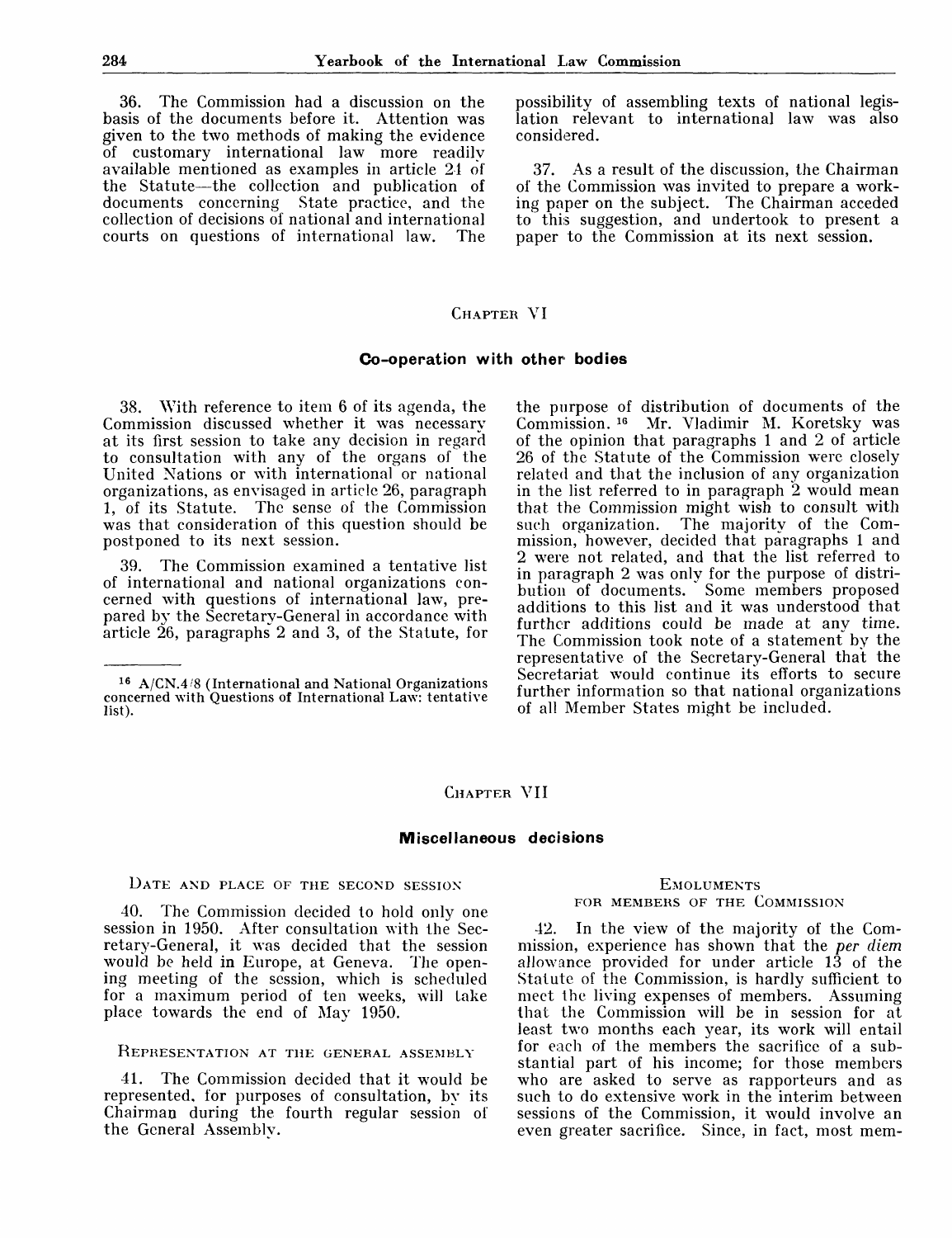36. The Commission had a discussion on the basis of the documents before it. Attention was given to the two methods of making the evidence of customary international law more readily available mentioned as examples in article 24 of the Statute—the collection and publication of documents concerning State practice, and the collection of decisions of national and international courts on questions of international law. The possibility of assembling texts of national legislation relevant to international law was also considered.

37. As a result of the discussion, the Chairman of the Commission was invited to prepare a working paper on the subject. The Chairman acceded to this suggestion, and undertook to present a paper to the Commission at its next session.

## CHAPTER VI

### Co-operation with other bodies

38. With reference to item 6 of its agenda, the Commission discussed whether it was necessary at its first session to take any decision in regard to consultation with any of the organs of the United Nations or with international or national organizations, as envisaged in article 26, paragraph 1, of its Statute. The sense of the Commission was that consideration of this question should be postponed to its next session.

39. The Commission examined a tentative list of international and national organizations concerned with questions of international law, prepared by the Secretary-General in accordance with article 26, paragraphs 2 and 3, of the Statute, for the purpose of distribution of documents of the Commission. [16] Mr. Vladimir M. Koretsky was of the opinion that paragraphs 1 and 2 of article 26 of the Statute of the Commission were closely related and that the inclusion of any organization in the list referred to in paragraph 2 would mean that the Commission might wish to consult with such organization. The majority of the Commission, however, decided that paragraphs 1 and 2 were not related, and that the list referred to in paragraph 2 was only for the purpose of distribution of documents. Some members proposed additions to this list and it was understood that further additions could be made at any time. The Commission took note of a statement by the representative of the Secretary-General that the Secretariat would continue its efforts to secure further information so that national organizations of all Member States might be included.

[16] A/CN.4/8 (International and National Organizations concerned with Questions of International Law: tentative list).

## CHAPTER VII

### Miscellaneous decisions

#### DATE AND PLACE OF THE SECOND SESSION

40. The Commission decided to hold only one session in 1950. After consultation with the Secretary-General, it was decided that the session would be held in Europe, at Geneva. The opening meeting of the session, which is scheduled for a maximum period of ten weeks, will take place towards the end of May 1950.

#### REPRESENTATION AT THE GENERAL ASSEMBLY

41. The Commission decided that it would be represented, for purposes of consultation, by its Chairman during the fourth regular session of the General Assembly.

#### EMOLUMENTS FOR MEMBERS OF THE COMMISSION

42. In the view of the majority of the Commission, experience has shown that the *per diem* allowance provided for under article 13 of the Statute of the Commission, is hardly sufficient to meet the living expenses of members. Assuming that the Commission will be in session for at least two months each year, its work will entail for each of the members the sacrifice of a substantial part of his income; for those members who are asked to serve as rapporteurs and as such to do extensive work in the interim between sessions of the Commission, it would involve an even greater sacrifice. Since, in fact, most mem-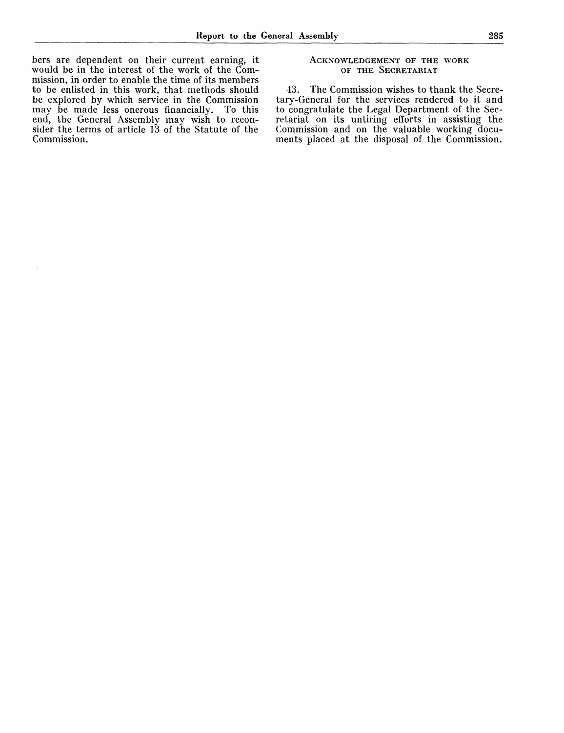bers are dependent on their current earning, it would be in the interest of the work of the Commission, in order to enable the time of its members to be enlisted in this work, that methods should be explored by which service in the Commission may be made less onerous financially. To this end, the General Assembly may wish to reconsider the terms of article 13 of the Statute of the Commission.

### Acknowledgement of the work of the Secretariat

43. The Commission wishes to thank the Secretary-General for the services rendered to it and to congratulate the Legal Department of the Secretariat on its untiring efforts in assisting the Commission and on the valuable working documents placed at the disposal of the Commission.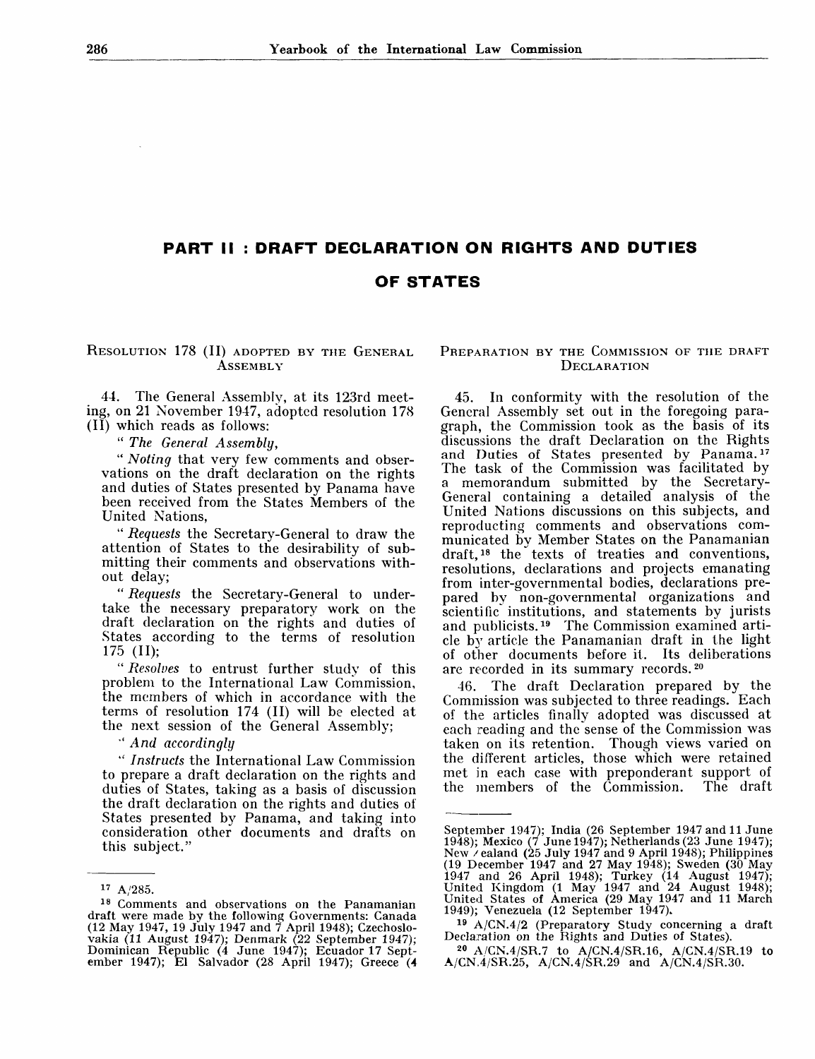# PART II : DRAFT DECLARATION ON RIGHTS AND DUTIES OF STATES

## RESOLUTION 178 (II) ADOPTED BY THE GENERAL ASSEMBLY

44. The General Assembly, at its 123rd meeting, on 21 November 1947, adopted resolution 178 (II) which reads as follows:

" *The General Assembly,*

" *Noting* that very few comments and observations on the draft declaration on the rights and duties of States presented by Panama have been received from the States Members of the United Nations,

" *Requests* the Secretary-General to draw the attention of States to the desirability of submitting their comments and observations without delay;

" *Requests* the Secretary-General to undertake the necessary preparatory work on the draft declaration on the rights and duties of States according to the terms of resolution 175 (II);

" *Resolves* to entrust further study of this problem to the International Law Commission, the members of which in accordance with the terms of resolution 174 (II) will be elected at the next session of the General Assembly;

" *And accordingly*

" *Instructs* the International Law Commission to prepare a draft declaration on the rights and duties of States, taking as a basis of discussion the draft declaration on the rights and duties of States presented by Panama, and taking into consideration other documents and drafts on this subject."

## PREPARATION BY THE COMMISSION OF THE DRAFT DECLARATION

45. In conformity with the resolution of the General Assembly set out in the foregoing paragraph, the Commission took as the basis of its discussions the draft Declaration on the Rights and Duties of States presented by Panama.[17] The task of the Commission was facilitated by a memorandum submitted by the Secretary-General containing a detailed analysis of the United Nations discussions on this subjects, and reproducting comments and observations communicated by Member States on the Panamanian draft,[18] the texts of treaties and conventions, resolutions, declarations and projects emanating from inter-governmental bodies, declarations prepared by non-governmental organizations and scientific institutions, and statements by jurists and publicists.[19] The Commission examined article by article the Panamanian draft in the light of other documents before it. Its deliberations are recorded in its summary records.[20]

46. The draft Declaration prepared by the Commission was subjected to three readings. Each of the articles finally adopted was discussed at each reading and the sense of the Commission was taken on its retention. Though views varied on the different articles, those which were retained met in each case with preponderant support of the members of the Commission. The draft

---

[17] A/285.

[18] Comments and observations on the Panamanian draft were made by the following Governments: Canada (12 May 1947, 19 July 1947 and 7 April 1948); Czechoslovakia (11 August 1947); Denmark (22 September 1947); Dominican Republic (4 June 1947); Ecuador 17 September 1947); El Salvador (28 April 1947); Greece (4 September 1947); India (26 September 1947 and 11 June 1948); Mexico (7 June 1947); Netherlands (23 June 1947); New Zealand (25 July 1947 and 9 April 1948); Philippines (19 December 1947 and 27 May 1948); Sweden (30 May 1947 and 26 April 1948); Turkey (14 August 1947); United Kingdom (1 May 1947 and 24 August 1948); United States of America (29 May 1947 and 11 March 1949); Venezuela (12 September 1947).

[19] A/CN.4/2 (Preparatory Study concerning a draft Declaration on the Rights and Duties of States).

[20] A/CN.4/SR.7 to A/CN.4/SR.16, A/CN.4/SR.19 to A/CN.4/SR.25, A/CN.4/SR.29 and A/CN.4/SR.30.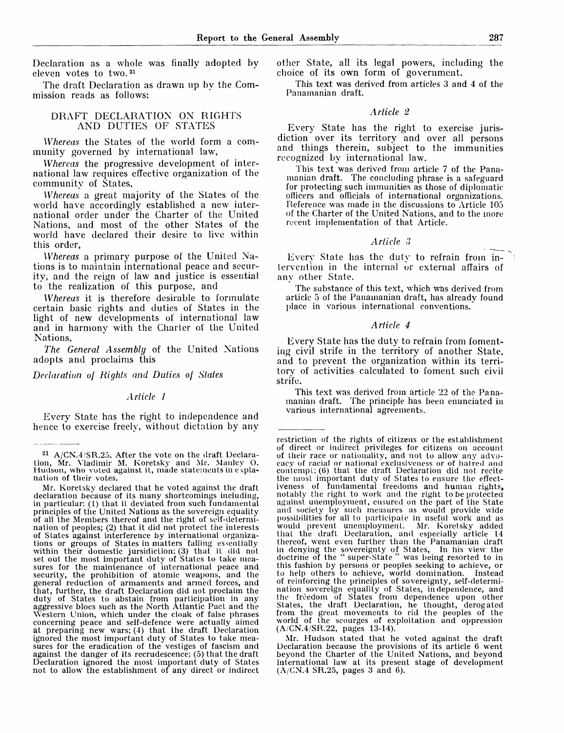Declaration as a whole was finally adopted by eleven votes to two.[21]

The draft Declaration as drawn up by the Commission reads as follows:

## DRAFT DECLARATION ON RIGHTS AND DUTIES OF STATES

*Whereas* the States of the world form a community governed by international law,

*Whereas* the progressive development of international law requires effective organization of the community of States,

*Whereas* a great majority of the States of the world have accordingly established a new international order under the Charter of the United Nations, and most of the other States of the world have declared their desire to live within this order,

*Whereas* a primary purpose of the United Nations is to maintain international peace and security, and the reign of law and justice is essential to the realization of this purpose, and

*Whereas* it is therefore desirable to formulate certain basic rights and duties of States in the light of new developments of international law and in harmony with the Charter of the United Nations,

*The General Assembly* of the United Nations adopts and proclaims this

*Declaration of Rights and Duties of States*

### *Article 1*

Every State has the right to independence and hence to exercise freely, without dictation by any other State, all its legal powers, including the choice of its own form of government.

This text was derived from articles 3 and 4 of the Panamanian draft.

### *Article 2*

Every State has the right to exercise jurisdiction over its territory and over all persons and things therein, subject to the immunities recognized by international law.

This text was derived from article 7 of the Panamanian draft. The concluding phrase is a safeguard for protecting such immunities as those of diplomatic officers and officials of international organizations. Reference was made in the discussions to Article 105 of the Charter of the United Nations, and to the more recent implementation of that Article.

### *Article 3*

Every State has the duty to refrain from intervention in the internal or external affairs of any other State.

The substance of this text, which was derived from article 5 of the Panamanian draft, has already found place in various international conventions.

### *Article 4*

Every State has the duty to refrain from fomenting civil strife in the territory of another State, and to prevent the organization within its territory of activities calculated to foment such civil strife.

This text was derived from article 22 of the Panamanian draft. The principle has been enunciated in various international agreements.

---

[21] A/CN.4/SR.25. After the vote on the draft Declaration, Mr. Vladimir M. Koretsky and Mr. Manley O. Hudson, who voted against it, made statements in explanation of their votes.

Mr. Koretsky declared that he voted against the draft declaration because of its many shortcomings including, in particular: (1) that it deviated from such fundamental principles of the United Nations as the sovereign equality of all the Members thereof and the right of self-determination of peoples; (2) that it did not protect the interests of States against interference by international organizations or groups of States in matters falling essentially within their domestic jurisdiction; (3) that it did not set out the most important duty of States to take measures for the maintenance of international peace and security, the prohibition of atomic weapons, and the general reduction of armaments and armed forces, and that, further, the draft Declaration did not proclaim the duty of States to abstain from participation in any aggressive blocs such as the North Atlantic Pact and the Western Union, which under the cloak of false phrases concerning peace and self-defence were actually aimed at preparing new wars; (4) that the draft Declaration ignored the most important duty of States to take measures for the eradication of the vestiges of fascism and against the danger of its recrudescence; (5) that the draft Declaration ignored the most important duty of States not to allow the establishment of any direct or indirect restriction of the rights of citizens or the establishment of direct or indirect privileges for citizens on account of their race or nationality, and not to allow any advocacy of racial or national exclusiveness or of hatred and contempt; (6) that the draft Declaration did not recite the most important duty of States to ensure the effectiveness of fundamental freedoms and human rights, notably the right to work and the right to be protected against unemployment, ensured on the part of the State and society by such measures as would provide wide possibilities for all to participate in useful work and as would prevent unemployment. Mr. Koretsky added that the draft Declaration, and especially article 14 thereof, went even further than the Panamanian draft in denying the sovereignty of States. In his view the doctrine of the " super-State " was being resorted to in this fashion by persons or peoples seeking to achieve, or to help others to achieve, world domination. Instead of reinforcing the principles of sovereignty, self-determination sovereign equality of States, independence, and the freedom of States from dependence upon other States, the draft Declaration, he thought, derogated from the great movements to rid the peoples of the world of the scourges of exploitation and oppression (A/CN.4/SR.22, pages 13-14).

Mr. Hudson stated that he voted against the draft Declaration because the provisions of its article 6 went beyond the Charter of the United Nations, and beyond international law at its present stage of development (A/CN.4 SR.25, pages 3 and 6).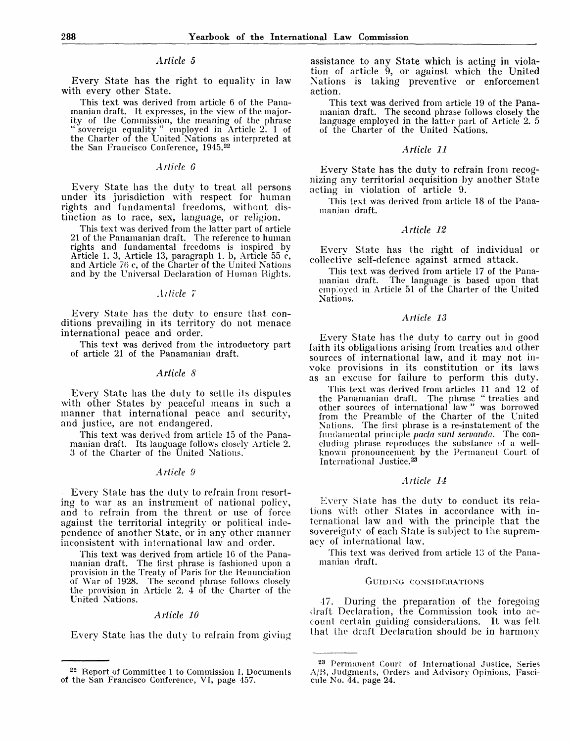### *Article 5*

Every State has the right to equality in law with every other State.

This text was derived from article 6 of the Panamanian draft. It expresses, in the view of the majority of the Commission, the meaning of the phrase "sovereign equality" employed in Article 2. 1 of the Charter of the United Nations as interpreted at the San Francisco Conference, 1945.[22]

### *Article 6*

Every State has the duty to treat all persons under its jurisdiction with respect for human rights and fundamental freedoms, without distinction as to race, sex, language, or religion.

This text was derived from the latter part of article 21 of the Panamanian draft. The reference to human rights and fundamental freedoms is inspired by Article 1. 3, Article 13, paragraph 1. b, Article 55 c, and Article 76 c, of the Charter of the United Nations and by the Universal Declaration of Human Rights.

### *Article 7*

Every State has the duty to ensure that conditions prevailing in its territory do not menace international peace and order.

This text was derived from the introductory part of article 21 of the Panamanian draft.

### *Article 8*

Every State has the duty to settle its disputes with other States by peaceful means in such a manner that international peace and security, and justice, are not endangered.

This text was derived from article 15 of the Panamanian draft. Its language follows closely Article 2. 3 of the Charter of the United Nations.

### *Article 9*

Every State has the duty to refrain from resorting to war as an instrument of national policy, and to refrain from the threat or use of force against the territorial integrity or political independence of another State, or in any other manner inconsistent with international law and order.

This text was derived from article 16 of the Panamanian draft. The first phrase is fashioned upon a provision in the Treaty of Paris for the Renunciation of War of 1928. The second phrase follows closely the provision in Article 2. 4 of the Charter of the United Nations.

### *Article 10*

Every State has the duty to refrain from giving assistance to any State which is acting in violation of article 9, or against which the United Nations is taking preventive or enforcement action.

This text was derived from article 19 of the Panamanian draft. The second phrase follows closely the language employed in the latter part of Article 2. 5 of the Charter of the United Nations.

### *Article 11*

Every State has the duty to refrain from recognizing any territorial acquisition by another State acting in violation of article 9.

This text was derived from article 18 of the Panamanian draft.

### *Article 12*

Every State has the right of individual or collective self-defence against armed attack.

This text was derived from article 17 of the Panamanian draft. The language is based upon that employed in Article 51 of the Charter of the United Nations.

### *Article 13*

Every State has the duty to carry out in good faith its obligations arising from treaties and other sources of international law, and it may not invoke provisions in its constitution or its laws as an excuse for failure to perform this duty.

This text was derived from articles 11 and 12 of the Panamanian draft. The phrase "treaties and other sources of international law" was borrowed from the Preamble of the Charter of the United Nations. The first phrase is a re-instatement of the fundamental principle *pacta sunt servanda*. The concluding phrase reproduces the substance of a well-known pronouncement by the Permanent Court of International Justice.[23]

### *Article 14*

Every State has the duty to conduct its relations with other States in accordance with international law and with the principle that the sovereignty of each State is subject to the supremacy of international law.

This text was derived from article 13 of the Panamanian draft.

#### GUIDING CONSIDERATIONS

47. During the preparation of the foregoing draft Declaration, the Commission took into account certain guiding considerations. It was felt that the draft Declaration should be in harmony

---

[22] Report of Committee 1 to Commission I, Documents of the San Francisco Conference, VI, page 457.

[23] Permanent Court of International Justice, Series A/B, Judgments, Orders and Advisory Opinions, Fascicule No. 44, page 24.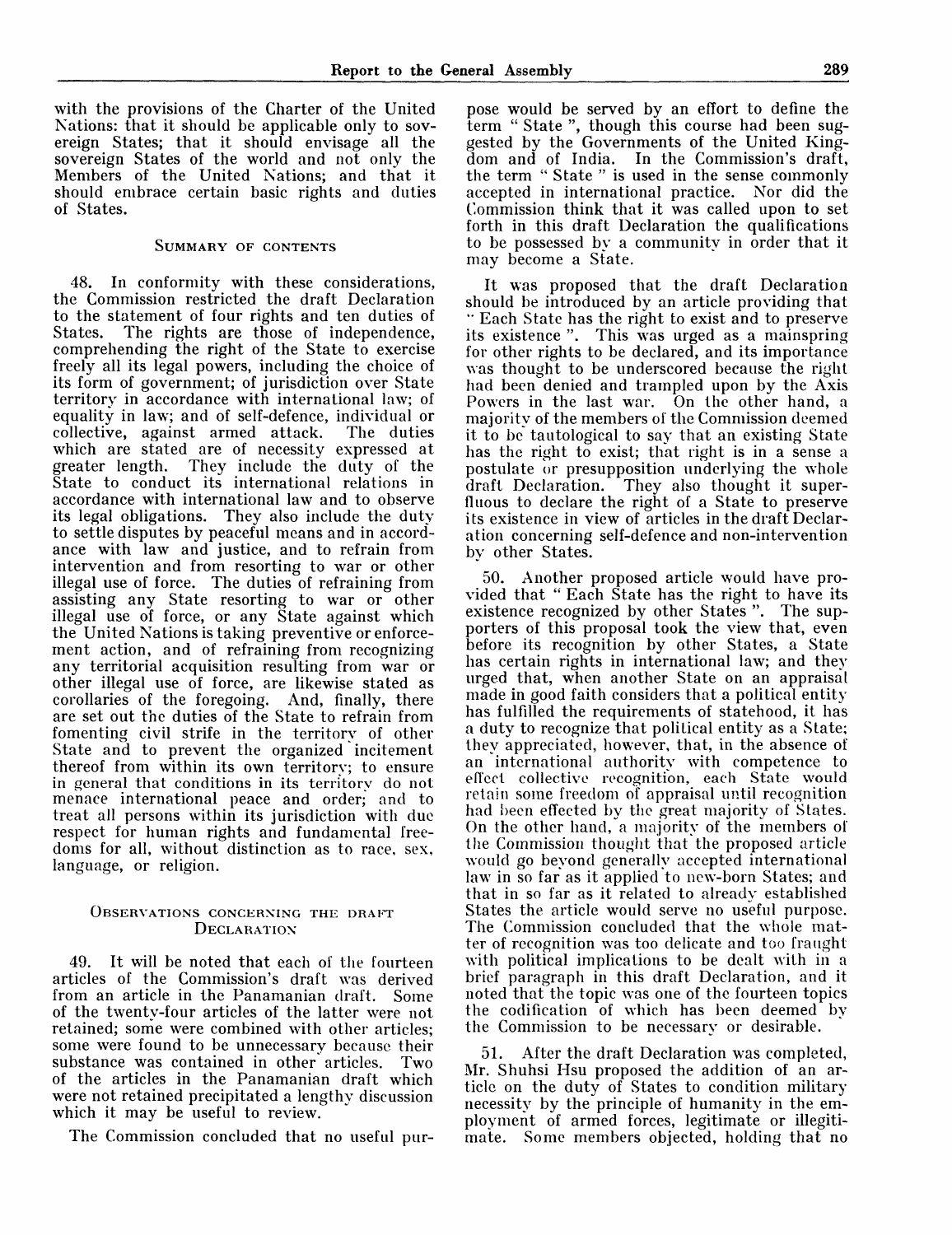with the provisions of the Charter of the United Nations: that it should be applicable only to sovereign States; that it should envisage all the sovereign States of the world and not only the Members of the United Nations; and that it should embrace certain basic rights and duties of States.

### Summary of contents

48. In conformity with these considerations, the Commission restricted the draft Declaration to the statement of four rights and ten duties of States. The rights are those of independence, comprehending the right of the State to exercise freely all its legal powers, including the choice of its form of government; of jurisdiction over State territory in accordance with international law; of equality in law; and of self-defence, individual or collective, against armed attack. The duties which are stated are of necessity expressed at greater length. They include the duty of the State to conduct its international relations in accordance with international law and to observe its legal obligations. They also include the duty to settle disputes by peaceful means and in accordance with law and justice, and to refrain from intervention and from resorting to war or other illegal use of force. The duties of refraining from assisting any State resorting to war or other illegal use of force, or any State against which the United Nations is taking preventive or enforcement action, and of refraining from recognizing any territorial acquisition resulting from war or other illegal use of force, are likewise stated as corollaries of the foregoing. And, finally, there are set out the duties of the State to refrain from fomenting civil strife in the territory of other State and to prevent the organized incitement thereof from within its own territory; to ensure in general that conditions in its territory do not menace international peace and order; and to treat all persons within its jurisdiction with due respect for human rights and fundamental freedoms for all, without distinction as to race, sex, language, or religion.

### Observations concerning the draft Declaration

49. It will be noted that each of the fourteen articles of the Commission's draft was derived from an article in the Panamanian draft. Some of the twenty-four articles of the latter were not retained; some were combined with other articles; some were found to be unnecessary because their substance was contained in other articles. Two of the articles in the Panamanian draft which were not retained precipitated a lengthy discussion which it may be useful to review.

The Commission concluded that no useful purpose would be served by an effort to define the term " State ", though this course had been suggested by the Governments of the United Kingdom and of India. In the Commission's draft, the term " State " is used in the sense commonly accepted in international practice. Nor did the Commission think that it was called upon to set forth in this draft Declaration the qualifications to be possessed by a community in order that it may become a State.

It was proposed that the draft Declaration should be introduced by an article providing that " Each State has the right to exist and to preserve its existence ". This was urged as a mainspring for other rights to be declared, and its importance was thought to be underscored because the right had been denied and trampled upon by the Axis Powers in the last war. On the other hand, a majority of the members of the Commission deemed it to be tautological to say that an existing State has the right to exist; that right is in a sense a postulate or presupposition underlying the whole draft Declaration. They also thought it superfluous to declare the right of a State to preserve its existence in view of articles in the draft Declaration concerning self-defence and non-intervention by other States.

50. Another proposed article would have provided that " Each State has the right to have its existence recognized by other States ". The supporters of this proposal took the view that, even before its recognition by other States, a State has certain rights in international law; and they urged that, when another State on an appraisal made in good faith considers that a political entity has fulfilled the requirements of statehood, it has a duty to recognize that political entity as a State; they appreciated, however, that, in the absence of an international authority with competence to effect collective recognition, each State would retain some freedom of appraisal until recognition had been effected by the great majority of States. On the other hand, a majority of the members of the Commission thought that the proposed article would go beyond generally accepted international law in so far as it applied to new-born States; and that in so far as it related to already established States the article would serve no useful purpose. The Commission concluded that the whole matter of recognition was too delicate and too fraught with political implications to be dealt with in a brief paragraph in this draft Declaration, and it noted that the topic was one of the fourteen topics the codification of which has been deemed by the Commission to be necessary or desirable.

51. After the draft Declaration was completed, Mr. Shuhsi Hsu proposed the addition of an article on the duty of States to condition military necessity by the principle of humanity in the employment of armed forces, legitimate or illegitimate. Some members objected, holding that no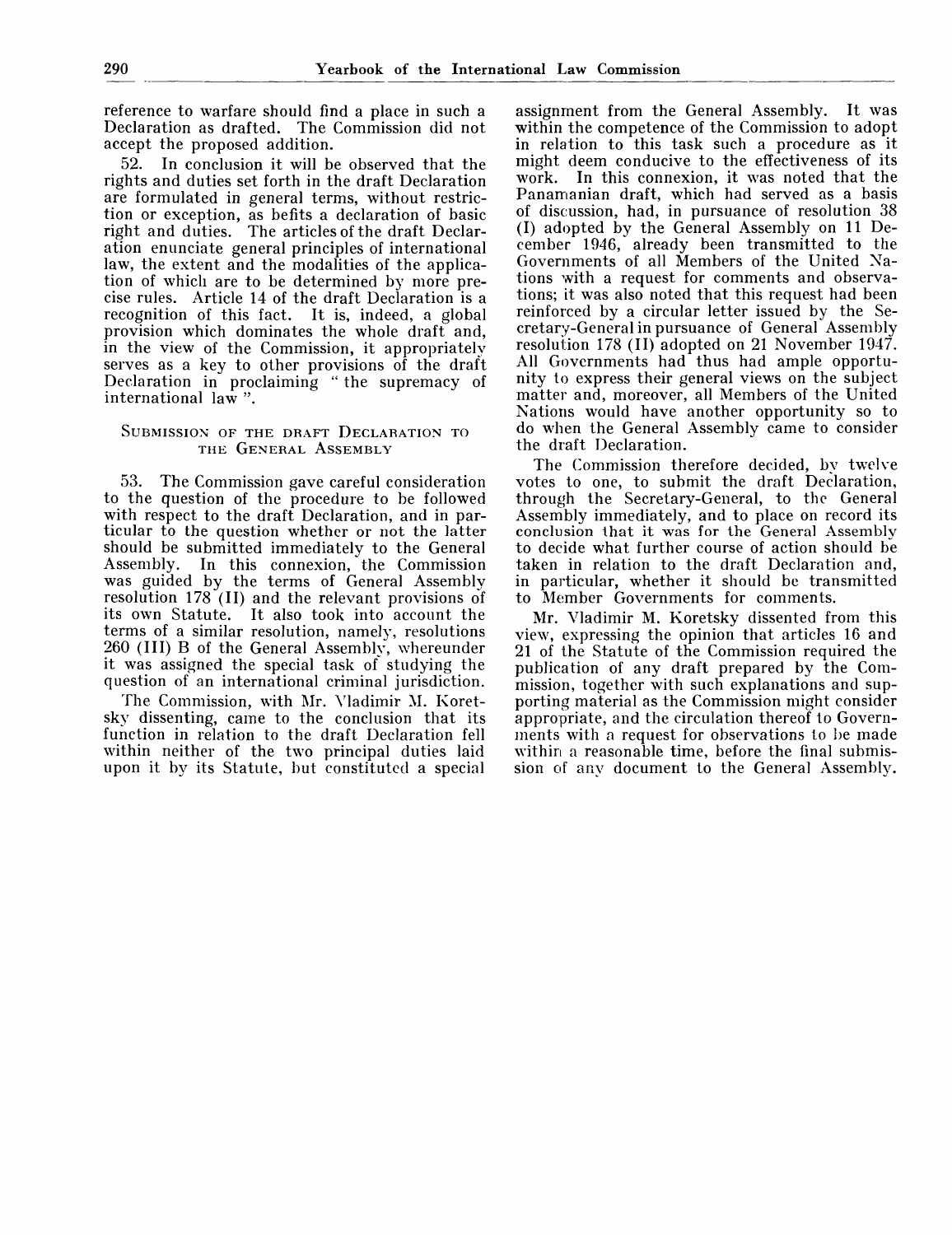reference to warfare should find a place in such a Declaration as drafted. The Commission did not accept the proposed addition.

52. In conclusion it will be observed that the rights and duties set forth in the draft Declaration are formulated in general terms, without restriction or exception, as befits a declaration of basic right and duties. The articles of the draft Declaration enunciate general principles of international law, the extent and the modalities of the application of which are to be determined by more precise rules. Article 14 of the draft Declaration is a recognition of this fact. It is, indeed, a global provision which dominates the whole draft and, in the view of the Commission, it appropriately serves as a key to other provisions of the draft Declaration in proclaiming " the supremacy of international law ".

### Submission of the draft Declaration to the General Assembly

53. The Commission gave careful consideration to the question of the procedure to be followed with respect to the draft Declaration, and in particular to the question whether or not the latter should be submitted immediately to the General Assembly. In this connexion, the Commission was guided by the terms of General Assembly resolution 178 (II) and the relevant provisions of its own Statute. It also took into account the terms of a similar resolution, namely, resolutions 260 (III) B of the General Assembly, whereunder it was assigned the special task of studying the question of an international criminal jurisdiction.

The Commission, with Mr. Vladimir M. Koretsky dissenting, came to the conclusion that its function in relation to the draft Declaration fell within neither of the two principal duties laid upon it by its Statute, but constituted a special assignment from the General Assembly. It was within the competence of the Commission to adopt in relation to this task such a procedure as it might deem conducive to the effectiveness of its work. In this connexion, it was noted that the Panamanian draft, which had served as a basis of discussion, had, in pursuance of resolution 38 (I) adopted by the General Assembly on 11 December 1946, already been transmitted to the Governments of all Members of the United Nations with a request for comments and observations; it was also noted that this request had been reinforced by a circular letter issued by the Secretary-General in pursuance of General Assembly resolution 178 (II) adopted on 21 November 1947. All Governments had thus had ample opportunity to express their general views on the subject matter and, moreover, all Members of the United Nations would have another opportunity so to do when the General Assembly came to consider the draft Declaration.

The Commission therefore decided, by twelve votes to one, to submit the draft Declaration, through the Secretary-General, to the General Assembly immediately, and to place on record its conclusion that it was for the General Assembly to decide what further course of action should be taken in relation to the draft Declaration and, in particular, whether it should be transmitted to Member Governments for comments.

Mr. Vladimir M. Koretsky dissented from this view, expressing the opinion that articles 16 and 21 of the Statute of the Commission required the publication of any draft prepared by the Commission, together with such explanations and supporting material as the Commission might consider appropriate, and the circulation thereof to Governments with a request for observations to be made within a reasonable time, before the final submission of any document to the General Assembly.